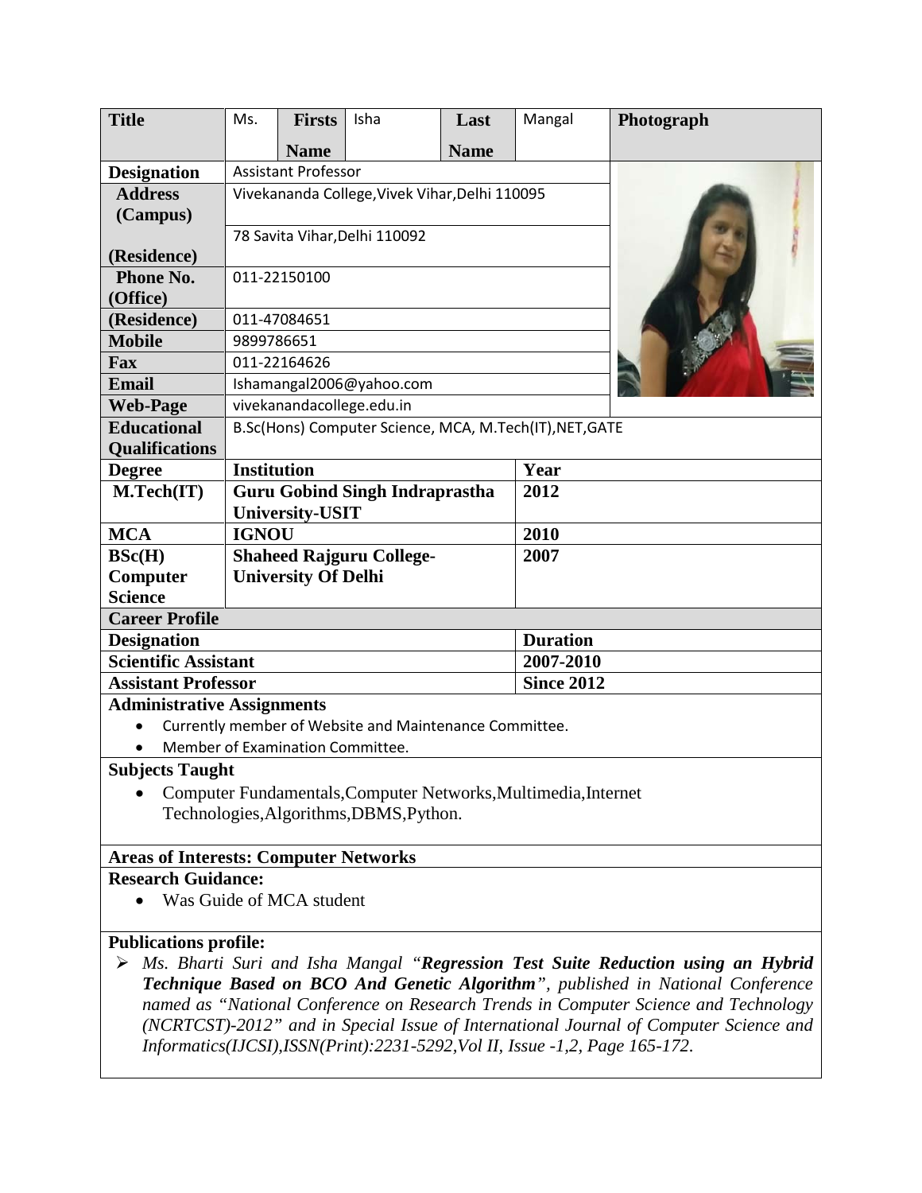| Title | Ms. | Firsts Name | Isha | Last Name | Mangal | Photograph |
|---|---|---|---|---|---|---|
| Designation | Assistant Professor | | | | | |
| Address (Campus) | Vivekananda College,Vivek Vihar,Delhi 110095 | | | | | |
| (Residence) | 78 Savita Vihar,Delhi 110092 | | | | | |
| Phone No. (Office) | 011-22150100 | | | | | |
| (Residence) | 011-47084651 | | | | | |
| Mobile | 9899786651 | | | | | |
| Fax | 011-22164626 | | | | | |
| Email | Ishamangal2006@yahoo.com | | | | | |
| Web-Page | vivekanandacollege.edu.in | | | | | |
| Educational Qualifications | B.Sc(Hons) Computer Science, MCA, M.Tech(IT),NET,GATE | | | | | |

| Degree | Institution | Year |
|---|---|---|
| M.Tech(IT) | Guru Gobind Singh Indraprastha University-USIT | 2012 |
| MCA | IGNOU | 2010 |
| BSc(H) Computer Science | Shaheed Rajguru College-University Of Delhi | 2007 |

**Career Profile**

| Designation | Duration |
|---|---|
| Scientific Assistant | 2007-2010 |
| Assistant Professor | Since 2012 |

**Administrative Assignments**

- Currently member of Website and Maintenance Committee.
- Member of Examination Committee.

**Subjects Taught**

- Computer Fundamentals,Computer Networks,Multimedia,Internet Technologies,Algorithms,DBMS,Python.

**Areas of Interests: Computer Networks**

**Research Guidance:**

- Was Guide of MCA student

**Publications profile:**

- *Ms. Bharti Suri and Isha Mangal "**Regression Test Suite Reduction using an Hybrid Technique Based on BCO And Genetic Algorithm**", published in National Conference named as "National Conference on Research Trends in Computer Science and Technology (NCRTCST)-2012" and in Special Issue of International Journal of Computer Science and Informatics(IJCSI),ISSN(Print):2231-5292,Vol II, Issue -1,2, Page 165-172.*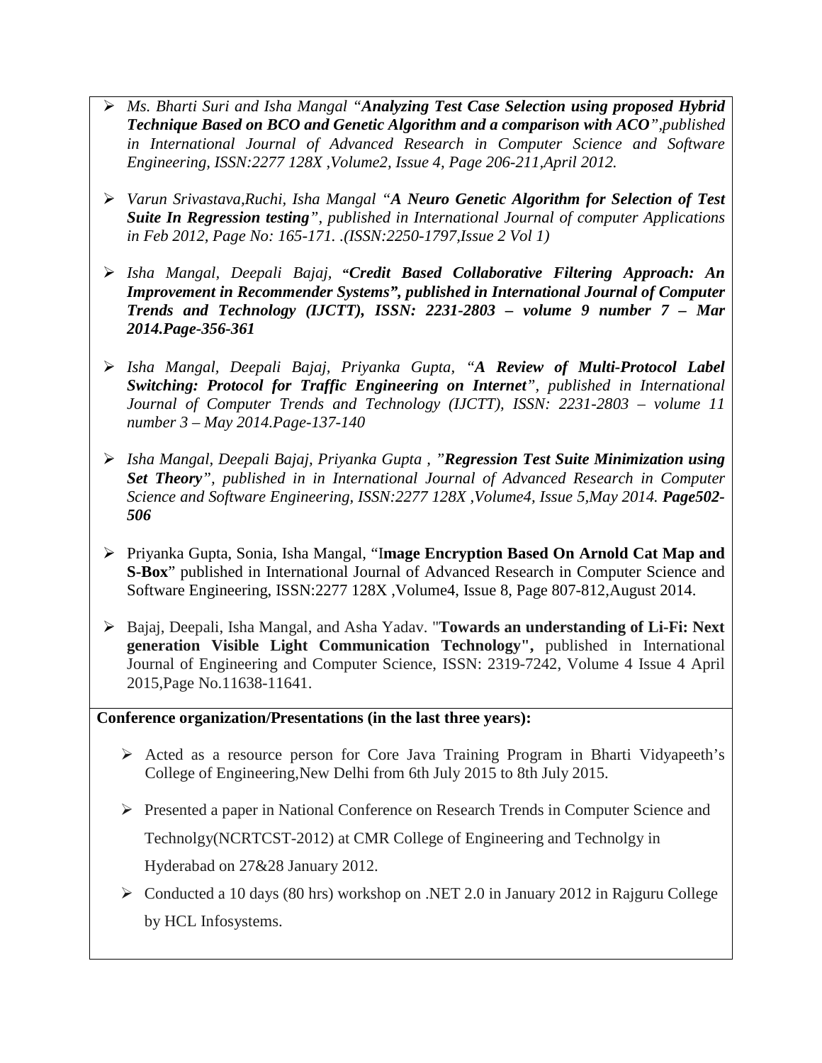- *Ms. Bharti Suri and Isha Mangal "**Analyzing Test Case Selection using proposed Hybrid Technique Based on BCO and Genetic Algorithm and a comparison with ACO**",published in International Journal of Advanced Research in Computer Science and Software Engineering, ISSN:2277 128X ,Volume2, Issue 4, Page 206-211,April 2012.*

- *Varun Srivastava,Ruchi, Isha Mangal "**A Neuro Genetic Algorithm for Selection of Test Suite In Regression testing**", published in International Journal of computer Applications in Feb 2012, Page No: 165-171. .(ISSN:2250-1797,Issue 2 Vol 1)*

- *Isha Mangal, Deepali Bajaj, **"Credit Based Collaborative Filtering Approach: An Improvement in Recommender Systems", published in International Journal of Computer Trends and Technology (IJCTT), ISSN: 2231-2803 – volume 9 number 7 – Mar 2014.Page-356-361***

- *Isha Mangal, Deepali Bajaj, Priyanka Gupta, "**A Review of Multi-Protocol Label Switching: Protocol for Traffic Engineering on Internet**", published in International Journal of Computer Trends and Technology (IJCTT), ISSN: 2231-2803 – volume 11 number 3 – May 2014.Page-137-140*

- *Isha Mangal, Deepali Bajaj, Priyanka Gupta , "**Regression Test Suite Minimization using Set Theory**", published in in International Journal of Advanced Research in Computer Science and Software Engineering, ISSN:2277 128X ,Volume4, Issue 5,May 2014. **Page502-506***

- Priyanka Gupta, Sonia, Isha Mangal, "I**mage Encryption Based On Arnold Cat Map and S-Box**" published in International Journal of Advanced Research in Computer Science and Software Engineering, ISSN:2277 128X ,Volume4, Issue 8, Page 807-812,August 2014.

- Bajaj, Deepali, Isha Mangal, and Asha Yadav. "**Towards an understanding of Li-Fi: Next generation Visible Light Communication Technology",** published in International Journal of Engineering and Computer Science, ISSN: 2319-7242, Volume 4 Issue 4 April 2015,Page No.11638-11641.

**Conference organization/Presentations (in the last three years):**

- Acted as a resource person for Core Java Training Program in Bharti Vidyapeeth's College of Engineering,New Delhi from 6th July 2015 to 8th July 2015.

- Presented a paper in National Conference on Research Trends in Computer Science and Technolgy(NCRTCST-2012) at CMR College of Engineering and Technolgy in Hyderabad on 27&28 January 2012.

- Conducted a 10 days (80 hrs) workshop on .NET 2.0 in January 2012 in Rajguru College by HCL Infosystems.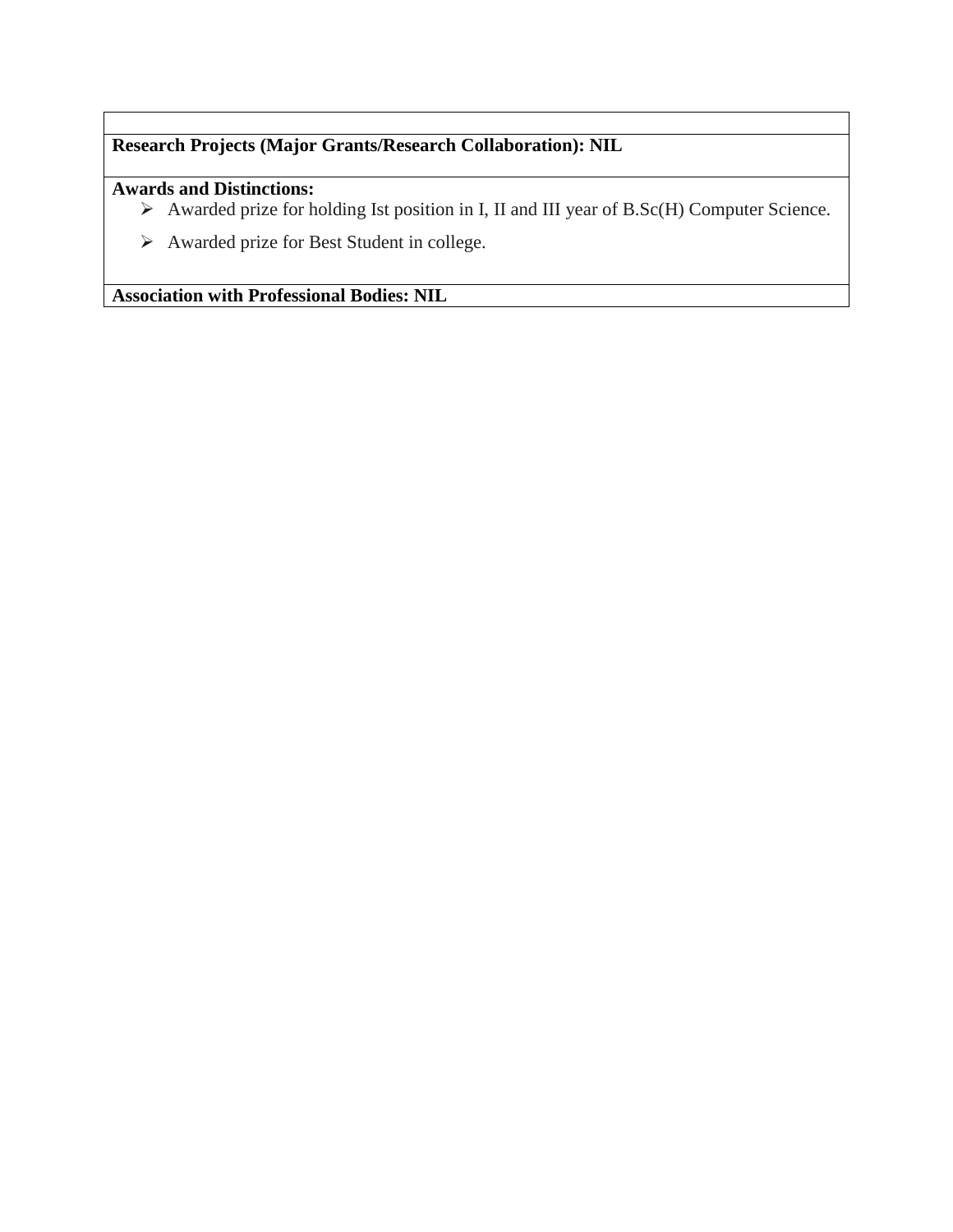**Research Projects (Major Grants/Research Collaboration): NIL**

**Awards and Distinctions:**

- Awarded prize for holding Ist position in I, II and III year of B.Sc(H) Computer Science.
- Awarded prize for Best Student in college.

**Association with Professional Bodies: NIL**